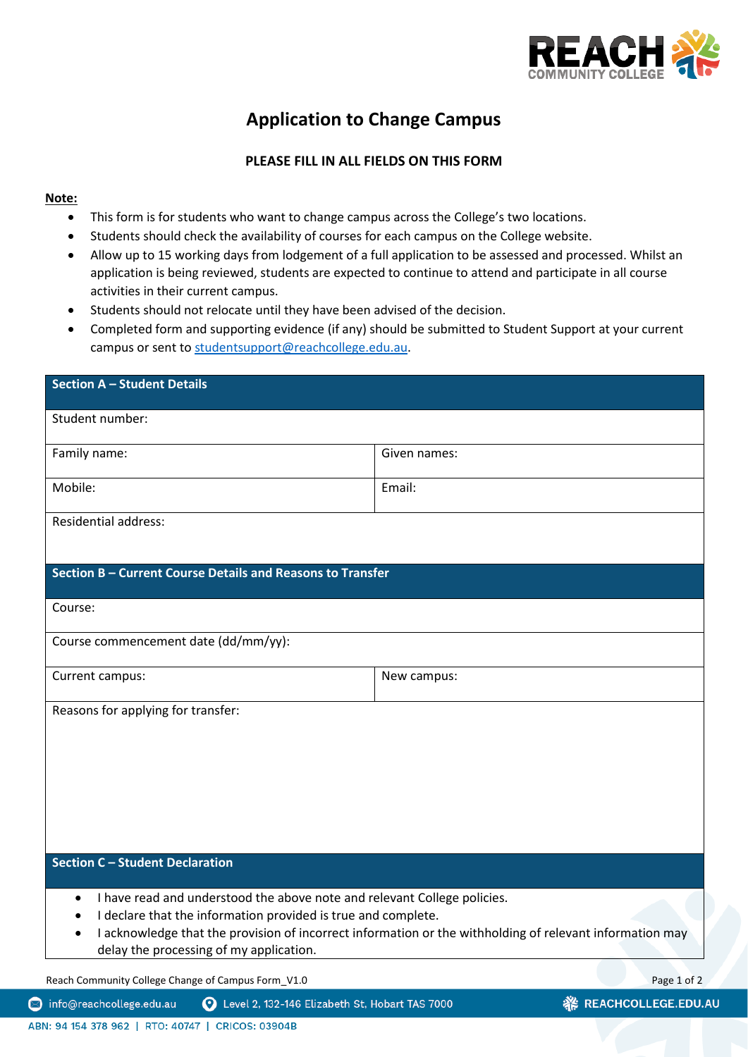# Application to Change Campus

**PLEASE FILL IN ALL FIELDS ON THIS FORM**

**Note:**

- This form is for students who want to change campus across the College's two locations.
- Students should check the availability of courses for each campus on the College website.
- Allow up to 15 working days from lodgement of a full application to be assessed and processed. Whilst an application is being reviewed, students are expected to continue to attend and participate in all course activities in their current campus.
- Students should not relocate until they have been advised of the decision.
- Completed form and supporting evidence (if any) should be submitted to Student Support at your current campus or sent to studentsupport@reachcollege.edu.au.

| **Section A – Student Details** | |
|---|---|
| Student number: | |
| Family name: | Given names: |
| Mobile: | Email: |
| Residential address: | |

| **Section B – Current Course Details and Reasons to Transfer** | |
|---|---|
| Course: | |
| Course commencement date (dd/mm/yy): | |
| Current campus: | New campus: |
| Reasons for applying for transfer: | |

| **Section C – Student Declaration** |
|---|
| • I have read and understood the above note and relevant College policies.<br>• I declare that the information provided is true and complete.<br>• I acknowledge that the provision of incorrect information or the withholding of relevant information may delay the processing of my application. |

Reach Community College Change of Campus Form_V1.0

info@reachcollege.edu.au | Level 2, 132-146 Elizabeth St, Hobart TAS 7000 | REACHCOLLEGE.EDU.AU

ABN: 94 154 378 962 | RTO: 40747 | CRICOS: 03904B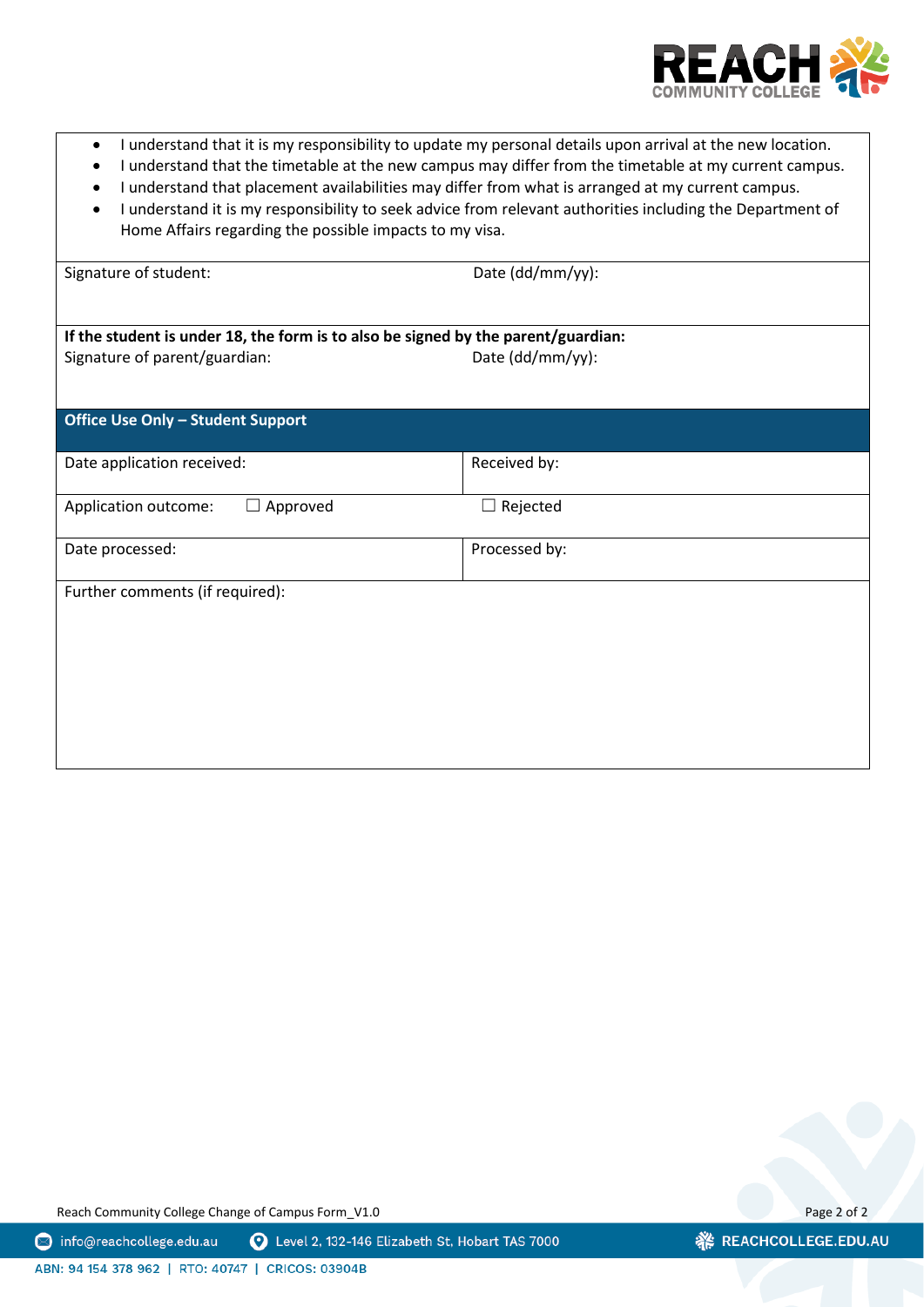- I understand that it is my responsibility to update my personal details upon arrival at the new location.
- I understand that the timetable at the new campus may differ from the timetable at my current campus.
- I understand that placement availabilities may differ from what is arranged at my current campus.
- I understand it is my responsibility to seek advice from relevant authorities including the Department of Home Affairs regarding the possible impacts to my visa.

| | |
|---|---|
| Signature of student: | Date (dd/mm/yy): |

**If the student is under 18, the form is to also be signed by the parent/guardian:**

| | |
|---|---|
| Signature of parent/guardian: | Date (dd/mm/yy): |

## Office Use Only – Student Support

| | |
|---|---|
| Date application received: | Received by: |
| Application outcome: ☐ Approved | ☐ Rejected |
| Date processed: | Processed by: |
| Further comments (if required): | |

Reach Community College Change of Campus Form_V1.0

info@reachcollege.edu.au | Level 2, 132-146 Elizabeth St, Hobart TAS 7000 | REACHCOLLEGE.EDU.AU

ABN: 94 154 378 962 | RTO: 40747 | CRICOS: 03904B